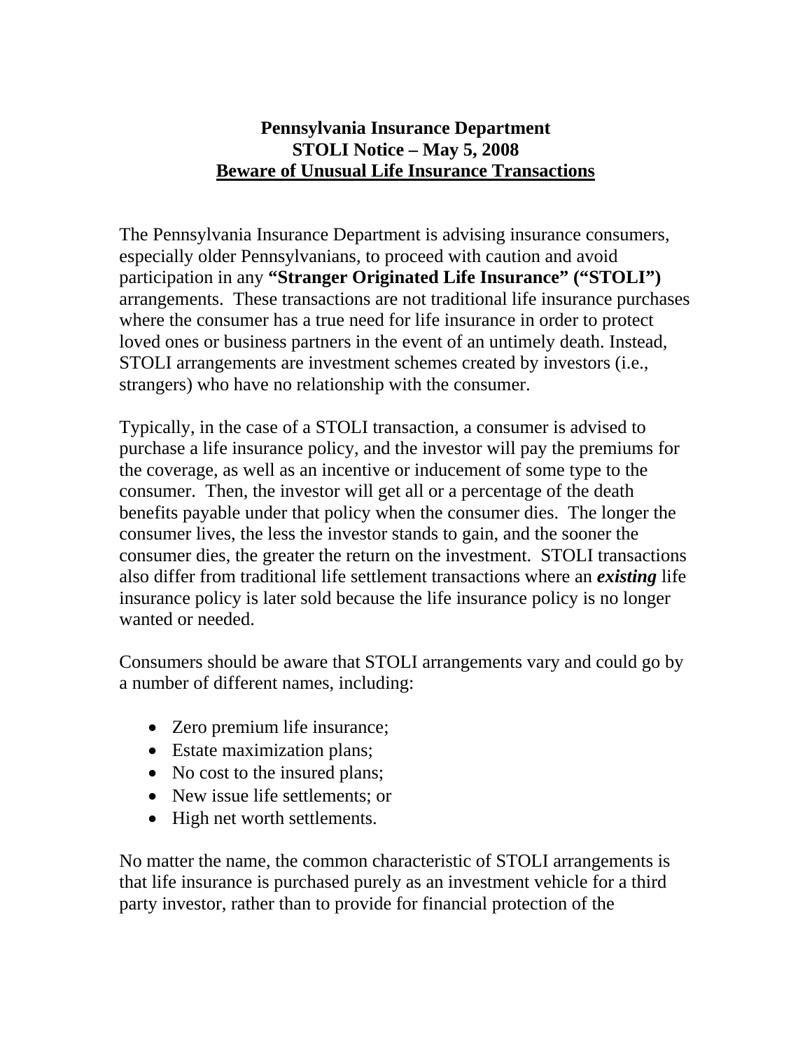# Pennsylvania Insurance Department
## STOLI Notice – May 5, 2008
## Beware of Unusual Life Insurance Transactions

The Pennsylvania Insurance Department is advising insurance consumers, especially older Pennsylvanians, to proceed with caution and avoid participation in any **"Stranger Originated Life Insurance" ("STOLI")** arrangements. These transactions are not traditional life insurance purchases where the consumer has a true need for life insurance in order to protect loved ones or business partners in the event of an untimely death. Instead, STOLI arrangements are investment schemes created by investors (i.e., strangers) who have no relationship with the consumer.

Typically, in the case of a STOLI transaction, a consumer is advised to purchase a life insurance policy, and the investor will pay the premiums for the coverage, as well as an incentive or inducement of some type to the consumer. Then, the investor will get all or a percentage of the death benefits payable under that policy when the consumer dies. The longer the consumer lives, the less the investor stands to gain, and the sooner the consumer dies, the greater the return on the investment. STOLI transactions also differ from traditional life settlement transactions where an ***existing*** life insurance policy is later sold because the life insurance policy is no longer wanted or needed.

Consumers should be aware that STOLI arrangements vary and could go by a number of different names, including:

- Zero premium life insurance;
- Estate maximization plans;
- No cost to the insured plans;
- New issue life settlements; or
- High net worth settlements.

No matter the name, the common characteristic of STOLI arrangements is that life insurance is purchased purely as an investment vehicle for a third party investor, rather than to provide for financial protection of the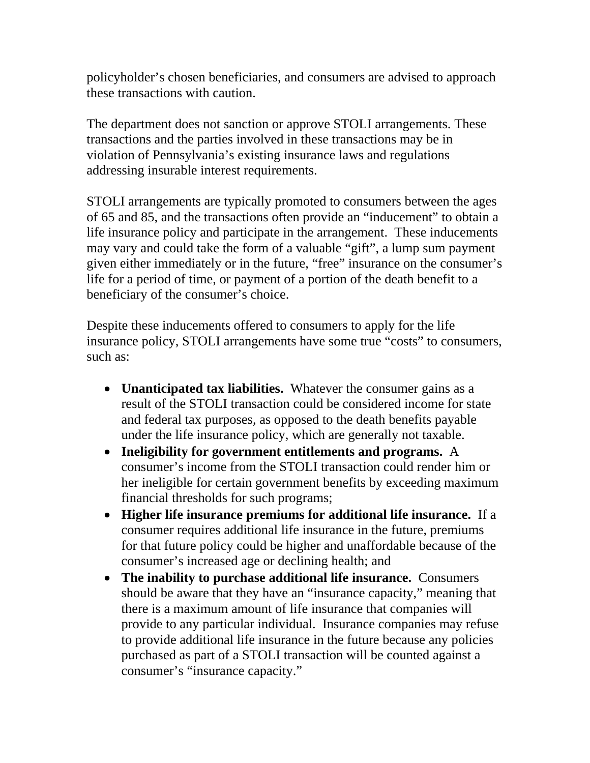policyholder’s chosen beneficiaries, and consumers are advised to approach these transactions with caution.

The department does not sanction or approve STOLI arrangements. These transactions and the parties involved in these transactions may be in violation of Pennsylvania’s existing insurance laws and regulations addressing insurable interest requirements.

STOLI arrangements are typically promoted to consumers between the ages of 65 and 85, and the transactions often provide an “inducement” to obtain a life insurance policy and participate in the arrangement. These inducements may vary and could take the form of a valuable “gift”, a lump sum payment given either immediately or in the future, “free” insurance on the consumer’s life for a period of time, or payment of a portion of the death benefit to a beneficiary of the consumer’s choice.

Despite these inducements offered to consumers to apply for the life insurance policy, STOLI arrangements have some true “costs” to consumers, such as:

- **Unanticipated tax liabilities.** Whatever the consumer gains as a result of the STOLI transaction could be considered income for state and federal tax purposes, as opposed to the death benefits payable under the life insurance policy, which are generally not taxable.
- **Ineligibility for government entitlements and programs.** A consumer’s income from the STOLI transaction could render him or her ineligible for certain government benefits by exceeding maximum financial thresholds for such programs;
- **Higher life insurance premiums for additional life insurance.** If a consumer requires additional life insurance in the future, premiums for that future policy could be higher and unaffordable because of the consumer’s increased age or declining health; and
- **The inability to purchase additional life insurance.** Consumers should be aware that they have an “insurance capacity,” meaning that there is a maximum amount of life insurance that companies will provide to any particular individual. Insurance companies may refuse to provide additional life insurance in the future because any policies purchased as part of a STOLI transaction will be counted against a consumer’s “insurance capacity.”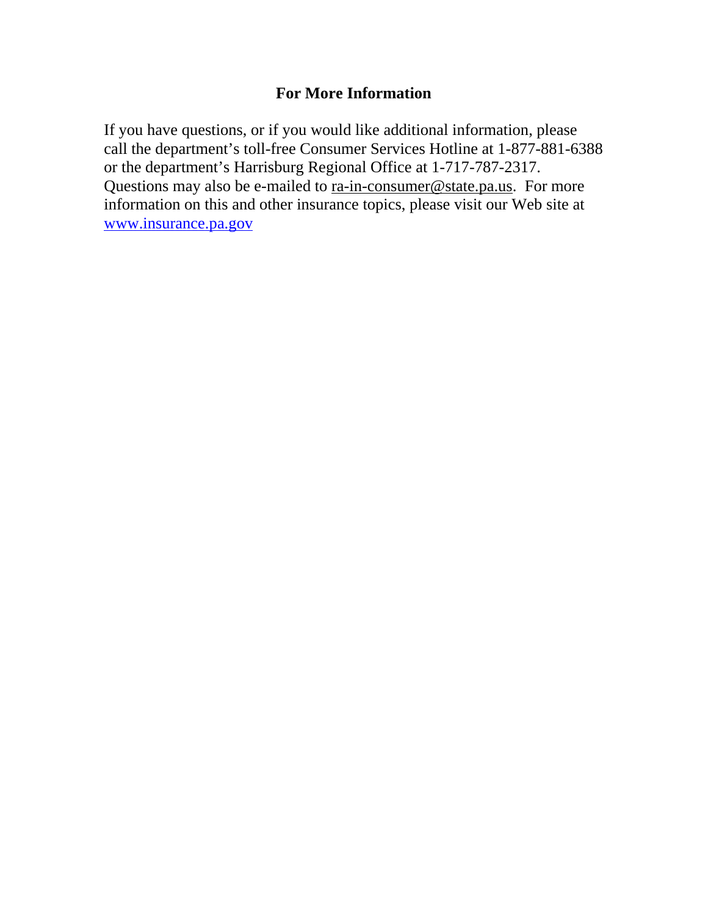## For More Information

If you have questions, or if you would like additional information, please call the department's toll-free Consumer Services Hotline at 1-877-881-6388 or the department's Harrisburg Regional Office at 1-717-787-2317. Questions may also be e-mailed to ra-in-consumer@state.pa.us. For more information on this and other insurance topics, please visit our Web site at www.insurance.pa.gov